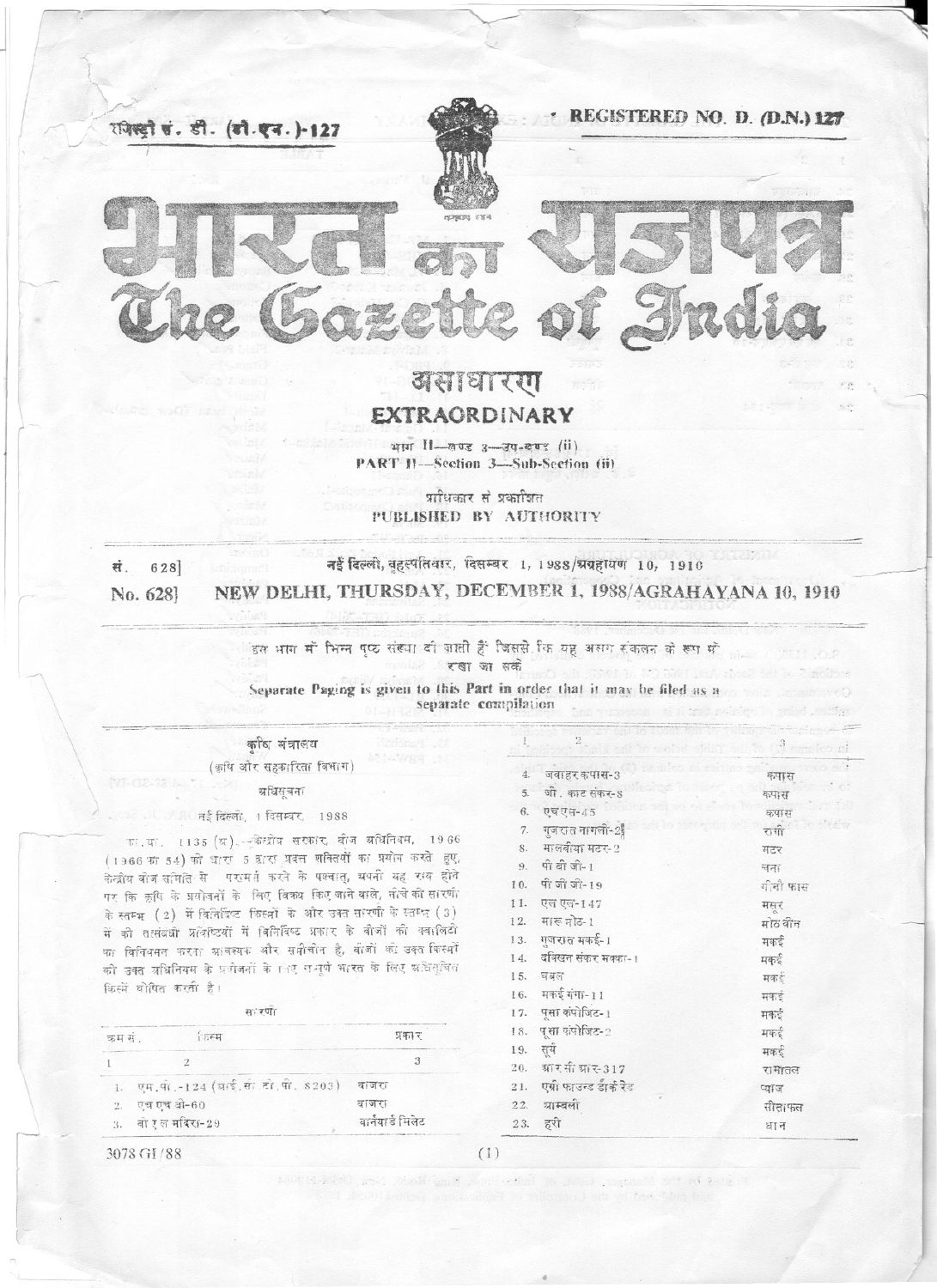रजिस्ट्री सं. डी. (डी.एन.)-127

REGISTERED NO. D. (D.N.) 127

# भारत का राजपत्र
# The Gazette of India

## असाधारण
## EXTRAORDINARY

भाग II—खण्ड 3—उप-खण्ड (ii)

PART II—Section 3—Sub-Section (ii)

प्राधिकार से प्रकाशित

PUBLISHED BY AUTHORITY

सं. 628] नई दिल्ली, बृहस्पतिवार, दिसम्बर 1, 1988/अग्रहायण 10, 1910

No. 628] NEW DELHI, THURSDAY, DECEMBER 1, 1988/AGRAHAYANA 10, 1910

इस भाग में भिन्न पृष्ठ संख्या दी जाती है जिससे कि यह अलग संकलन के रूप में रखा जा सके

Separate Paging is given to this Part in order that it may be filed as a separate compilation

### कृषि मंत्रालय

(कृषि और सहकारिता विभाग)

### अधिसूचना

नई दिल्ली, 1 दिसम्बर, 1988

का.आ. 1135 (अ).—केन्द्रीय सरकार, बीज अधिनियम, 1966 (1966 का 54) की धारा 5 द्वारा प्रदत्त शक्तियों का प्रयोग करते हुए, केन्द्रीय बीज समिति से परामर्श करने के पश्चात्, अपनी यह राय होने पर कि कृषि के प्रयोजनों के लिए विक्रय किए जाने वाले, नीचे की सारणी के स्तम्भ (2) में विनिर्दिष्ट किस्मों के और उक्त सारणी के स्तम्भ (3) में की तत्संबंधी प्रविष्टियों में विनिर्दिष्ट प्रकार के बीजों की क्वालिटी का विनियमन करना आवश्यक और समीचीन है, बीजों की उक्त किस्मों को उक्त अधिनियम के प्रयोजनों के लिए सम्पूर्ण भारत के लिए अधिसूचित किस्में घोषित करती है।

सारणी

| क्रम सं. | किस्म | प्रकार |
|---|---|---|
| 1 | 2 | 3 |
| 1. | एम.पी.-124 (आई.सी.टी.पी. 8203) | बाजरा |
| 2. | एच एच बी-60 | बाजरा |
| 3. | वी एल मंदिरा-29 | बार्नयार्ड मिलेट |
| 4. | जवाहर कपास-3 | कपास |
| 5. | जी. काट संकर-8 | कपास |
| 6. | एच एस-45 | कपास |
| 7. | गुजरात नागली-2 | रागी |
| 8. | मालवीया मटर-2 | मटर |
| 9. | पी बी जी-1 | चना |
| 10. | पी जी जी-19 | ग्रीन ग्राम |
| 11. | एल एल-147 | मसूर |
| 12. | मारु मोठ-1 | मोठबीन |
| 13. | गुजरात मकई-1 | मकई |
| 14. | दक्खिन संकर मक्का-1 | मकई |
| 15. | नवल | मकई |
| 16. | मकई गंगा-11 | मकई |
| 17. | पूसा कंपोजिट-1 | मकई |
| 18. | पूसा कंपोजिट-2 | मकई |
| 19. | सूर्य | मकई |
| 20. | आर सी आर-317 | रामतिल |
| 21. | एग्री फाउन्ड डॉर्क रेड | प्याज |
| 22. | आम्बली | सीताफल |
| 23. | हरी | धान |

3078 GI/88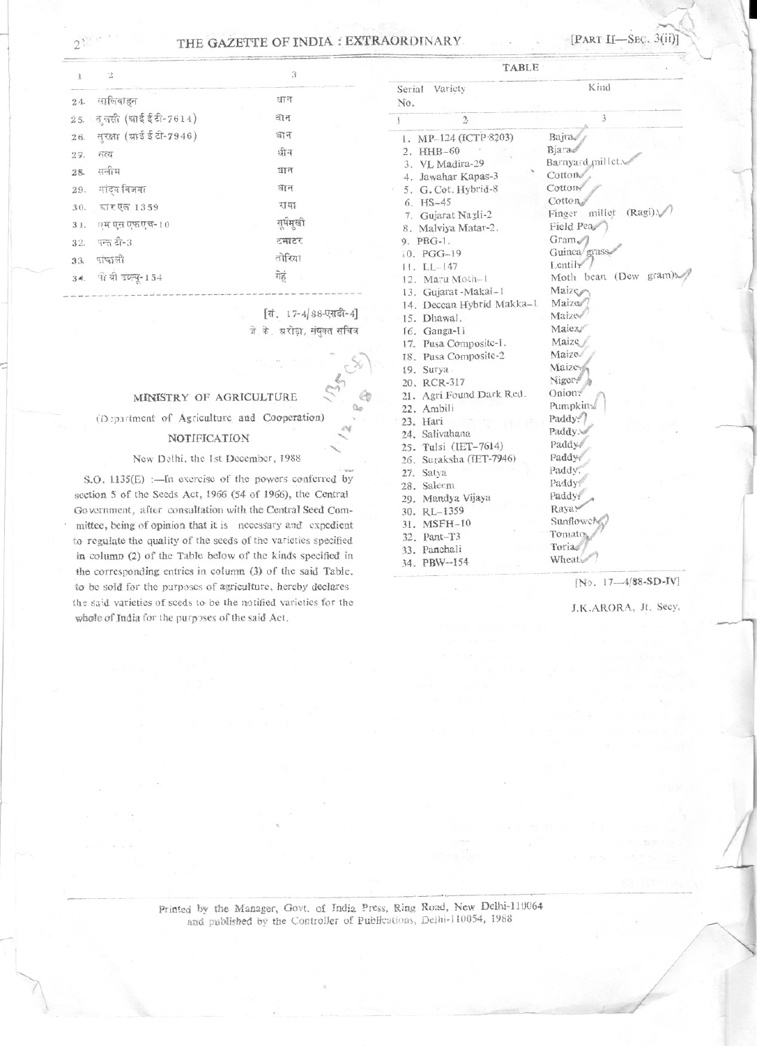| 1 | 2 | 3 |
|---|---|---|
| 24. | सालिवाहन | धान |
| 25. | तुलसी (आई ई टी-7614) | धान |
| 26. | सुरक्षा (आई ई टी-7946) | धान |
| 27. | सत्य | धान |
| 28. | सलीम | धान |
| 29. | मांड्य विजया | धान |
| 30. | आर एल 1359 | राया |
| 31. | एम एस एफ एच-10 | सूर्यमुखी |
| 32. | पन्त टी-3 | टमाटर |
| 33. | पांचाली | तोरिया |
| 34. | पी बी डब्ल्यू-154 | गेहूं |

[सं. 17-4/88-एसडी-4]

जे. के. अरोड़ा, संयुक्त सचिव

## MINISTRY OF AGRICULTURE

(Department of Agriculture and Cooperation)

### NOTIFICATION

New Delhi, the 1st December, 1988

S.O. 1135(E) :—In exercise of the powers conferred by section 5 of the Seeds Act, 1966 (54 of 1966), the Central Government, after consultation with the Central Seed Committee, being of opinion that it is necessary and expedient to regulate the quality of the seeds of the varieties specified in column (2) of the Table below of the kinds specified in the corresponding entries in column (3) of the said Table, to be sold for the purposes of agriculture, hereby declares the said varieties of seeds to be the notified varieties for the whole of India for the purposes of the said Act.

TABLE

| Serial No. | Variety | Kind |
|---|---|---|
| 1 | 2 | 3 |
| 1. | MP-124 (ICTP 8203) | Bajra |
| 2. | HHB-60 | Bjara |
| 3. | VL Madira-29 | Barnyard millet |
| 4. | Jawahar Kapas-3 | Cotton |
| 5. | G. Cot. Hybrid-8 | Cotton |
| 6. | HS-45 | Cotton |
| 7. | Gujarat Nagli-2 | Finger millet (Ragi) |
| 8. | Malviya Matar-2. | Field Pea |
| 9. | PBG-1. | Gram |
| 10. | PGG-19 | Guinea grass |
| 11. | LL-147 | Lentil |
| 12. | Maru Moth-1 | Moth bean (Dew gram) |
| 13. | Gujarat-Makai-1 | Maize |
| 14. | Deccan Hybrid Makka-1 | Maize |
| 15. | Dhawal. | Maize |
| 16. | Ganga-11 | Maize |
| 17. | Pusa Composite-1. | Maize |
| 18. | Pusa Composite-2 | Maize |
| 19. | Surya | Maize |
| 20. | RCR-317 | Niger |
| 21. | Agri Found Dark Red. | Onion |
| 22. | Ambili | Pumpkin |
| 23. | Hari | Paddy |
| 24. | Salivahana | Paddy |
| 25. | Tulsi (IET-7614) | Paddy |
| 26. | Suraksha (IET-7946) | Paddy |
| 27. | Satya | Paddy |
| 28. | Saleem | Paddy |
| 29. | Mandya Vijaya | Paddy |
| 30. | RL-1359 | Raya |
| 31. | MSFH-10 | Sunflower |
| 32. | Pant-T3 | Tomato |
| 33. | Panchali | Toria |
| 34. | PBW-154 | Wheat |

[No. 17-4/88-SD-IV]

J.K. ARORA, Jt. Secy.

Printed by the Manager, Govt. of India Press, Ring Road, New Delhi-110064 and published by the Controller of Publications, Delhi-110054, 1988